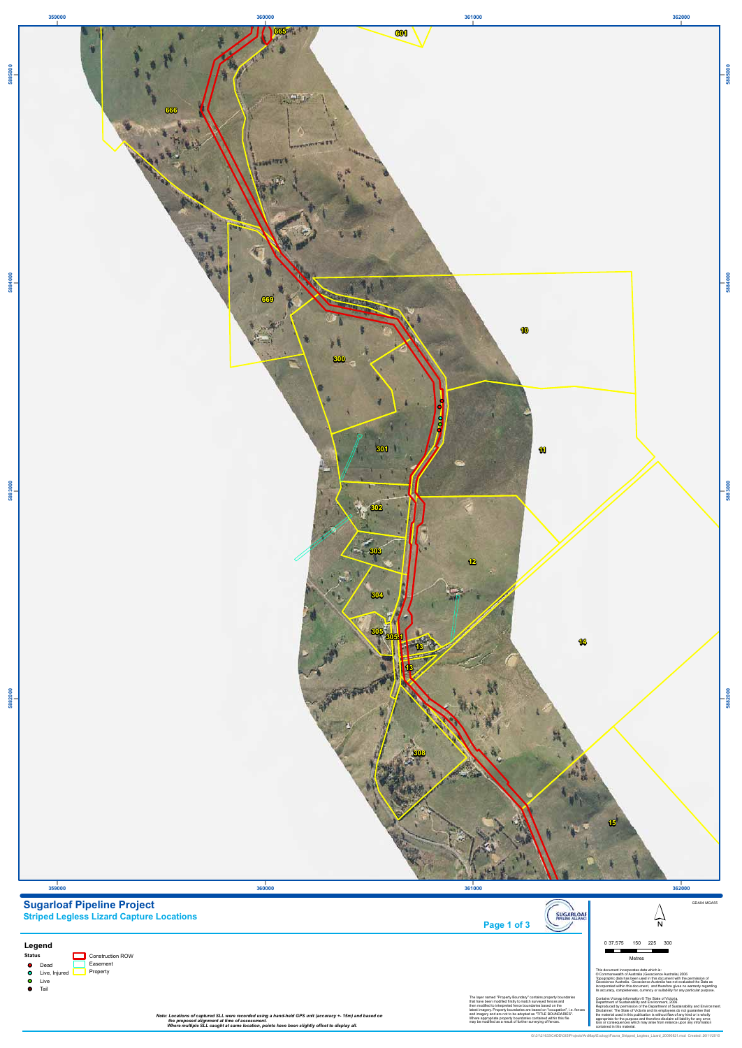# Sugarloaf Pipeline Project

## Striped Legless Lizard Capture Locations

### Legend

**Status**

- Dead
- Live, Injured
- Live
- Tail

- Construction ROW
- Easement
- Property

GDA94 MGA55

0 37.575 150 225 300

Metres

This document incorporates data which is:
© Commonwealth of Australia (Geoscience Australia) 2006
Topographic data has been used in this document with the permission of Geoscience Australia. Geoscience Australia has not evaluated the Data as incorporated within this document, and therefore gives no warranty regarding its accuracy, completeness, currency or suitability for any particular purpose.

Contains Vicmap information © The State of Victoria, Department of Sustainability and Environment, 2006.
Reproduced by permission of the Department of Sustainability and Environment. Disclaimer: The State of Victoria and its employees do not guarantee that the material used in this publication is without flaw of any kind or is wholly appropriate for the purpose and therefore disclaim all liability for any error, loss or consequences which may arise from reliance upon any information contained in this material.

The layer named "Property Boundary" contains property boundaries that have been modified firstly to match surveyed fences and then modified to correspond to fences based on the latest imagery. Property boundaries are based on "occupation", i.e. fences and imagery and are not to be adopted as "TITLE BOUNDARIES". Where appropriate property boundaries contained within this file may be modified as a result of further surveying of fences.

*Note: Locations of captured SLL were recorded using a hand-held GPS unit (accuracy +- 15m) and based on the proposed alignment at time of assessment.*
*Where multiple SLL caught at same location, points have been slightly offset to display all.*

G:\31\21633\CADD\GIS\Projects\ArcMap\Ecology\Fauna_Striped_Legless_Lizard_20090821.mxd Created: 26/11/2010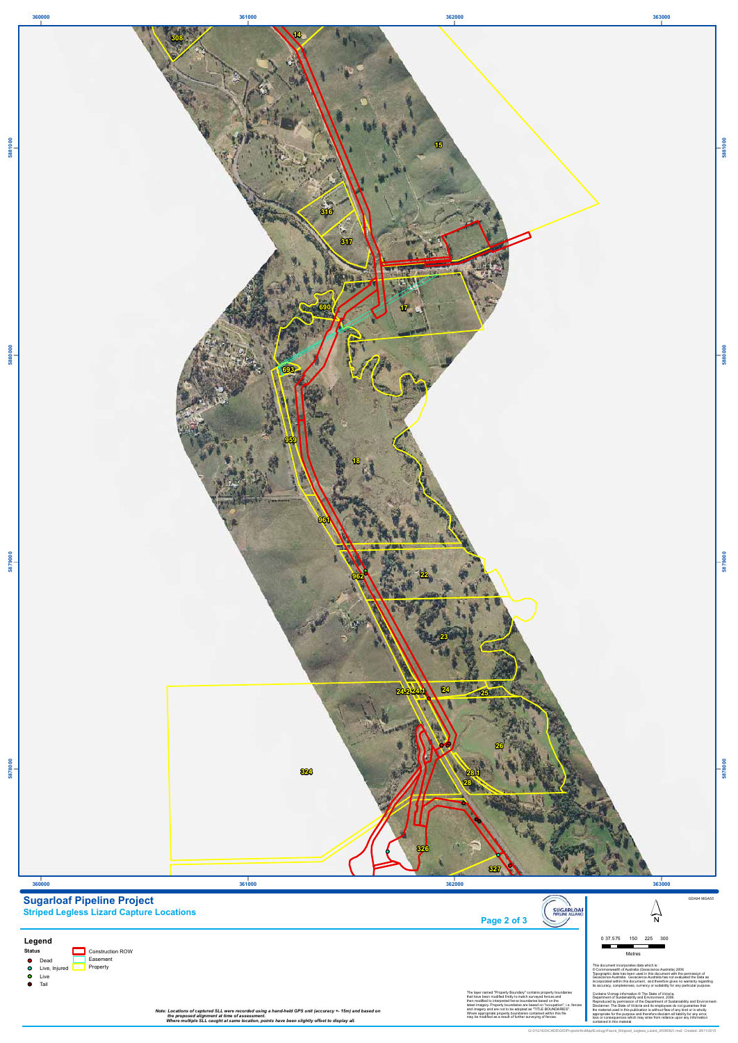# Sugarloaf Pipeline Project

## Striped Legless Lizard Capture Locations

Page 2 of 3

GDA94 MGA55

### Legend

**Status**

- Dead
- Live, Injured
- Live
- Tail

- Construction ROW
- Easement
- Property

0 37.575 150 225 300

Metres

360000 361000 362000 363000

5881000 5880000 5879000 5878000

308, 14, 15, 316, 317, 690, 17, 693, 959, 18, 961, 962, 22, 23, 24.2, 24.1, 24, 25, 26, 324, 28.1, 28, 326, 327

*Note: Locations of captured SLL were recorded using a hand-held GPS unit (accuracy +- 15m) and based on the proposed alignment at time of assessment.*
*Where multiple SLL caught at same location, points have been slightly offset to display all.*

The layer named "Property Boundary" contains property boundaries that have been modified firstly to match surveyed fences and then modified to interpreted fence boundaries based on the latest imagery. Property boundaries are based on "occupation", i.e. fences and imagery and are not to be adopted as "TITLE BOUNDARIES". Where appropriate property boundaries contained within this file may be modified as a result of further surveying of fences.

This document incorporates data which is:
© Commonwealth of Australia (Geoscience Australia) 2006
Topographic data has been used in this document with the permission of Geoscience Australia. Geoscience Australia has not evaluated the Data as incorporated within this document, and therefore gives no warranty regarding its accuracy, completeness, currency or suitability for any particular purpose.

Contains Vicmap information © The State of Victoria, Department of Sustainability and Environment, 2006.
Reproduced by permission of the Department of Sustainability and Environment.
Disclaimer: The State of Victoria and its employees do not guarantee that the material used in this publication is without flaw of any kind or is wholly appropriate for the purpose and therefore disclaim all liability for any error, loss or consequences which may arise from reliance upon any information contained in this material.

G:\31\21633\CADD\GIS\Projects\ArcMap\Ecology\Fauna_Striped_Legless_Lizard_20090821.mxd Created: 26/11/2010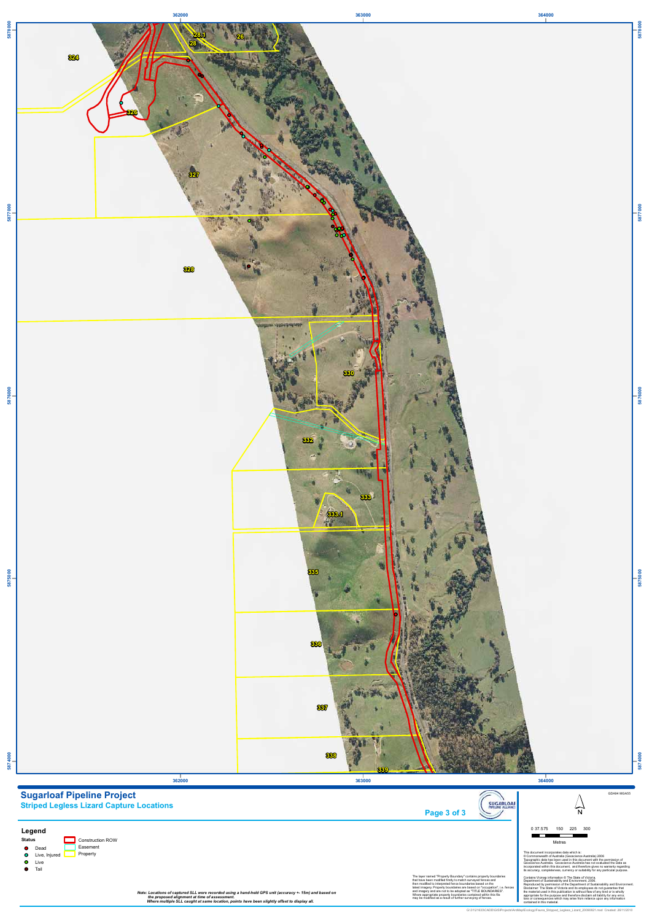# Sugarloaf Pipeline Project

## Striped Legless Lizard Capture Locations

Page 3 of 3

362000

363000

364000

5878000

5877000

5876000

5875000

5874000

324

28.1

28

26

326

327

328

330

332

333

333.1

335

336

337

338

339

GDA94 MGA55

N

0 37.575 150 225 300

Metres

### Legend

**Status**

- Dead
- Live, Injured
- Live
- Tail

- Construction ROW
- Easement
- Property

***Note: Locations of captured SLL were recorded using a hand-held GPS unit (accuracy +- 15m) and based on the proposed alignment at time of assessment.***
***Where multiple SLL caught at same location, points have been slightly offset to display all.***

The layer named "Property Boundary" contains property boundaries that have been modified firstly to match surveyed fences and then modified to interpreted fence boundaries based on the latest imagery. Property boundaries are based on "occupation", i.e. fences and imagery and are not to be adopted as "TITLE BOUNDARIES". Where appropriate property boundaries contained within this file may be modified as a result of further surveying of fences.

This document incorporates data which is:
© Commonwealth of Australia (Geoscience Australia) 2006
Topographic data has been used in this document with the permission of Geoscience Australia. Geoscience Australia has not evaluated the Data as incorporated within this document, and therefore gives no warranty regarding its accuracy, completeness, currency or suitability for any particular purpose.

Contains Vicmap information © The State of Victoria, Department of Sustainability and Environment, 2006.
Reproduced by permission of the Department of Sustainability and Environment.
Disclaimer: The State of Victoria and its employees do not guarantee that the material used in this publication is without flaw of any kind or is wholly appropriate for the particular purpose and therefore disclaim all liability for any error, loss or consequences which may arise from reliance upon any information contained in this material.

G:\31\21633\CADD\GIS\Projects\ArcMap\Ecology\Fauna_Striped_Legless_Lizard_20090821.mxd Created: 26/11/2010